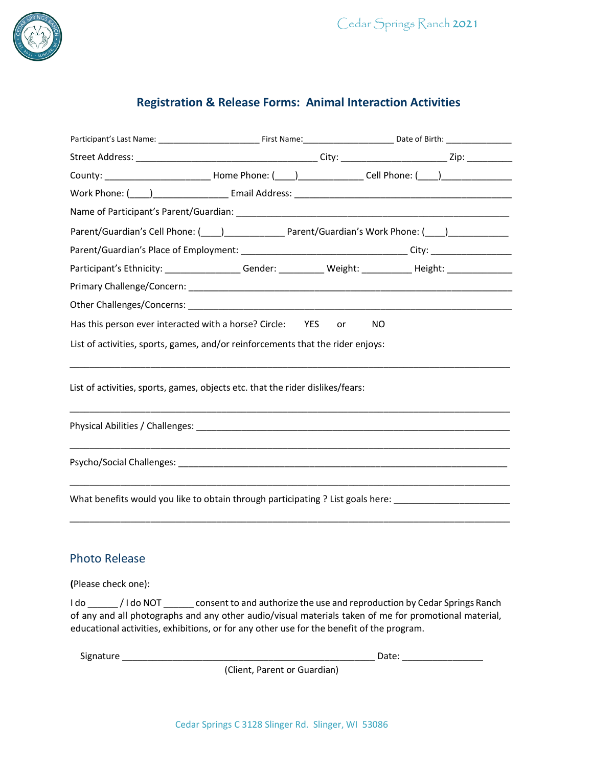# Registration & Release Forms: Animal Interaction Activities

Participant's Last Name: ______________________ First Name:____________________ Date of Birth: ______________

Street Address: ____________________________________ City: _____________________ Zip: _________

County: _____________________ Home Phone: (____)_____________ Cell Phone: (____)______________

Work Phone: (____)_______________ Email Address: ___________________________________________

Name of Participant's Parent/Guardian: ______________________________________________________

Parent/Guardian's Cell Phone: (____)____________ Parent/Guardian's Work Phone: (____)____________

Parent/Guardian's Place of Employment: ________________________________ City: ________________

Participant's Ethnicity: _______________ Gender: _________ Weight: __________ Height: _____________

Primary Challenge/Concern: _____________________________________________________________

Other Challenges/Concerns: _____________________________________________________________

Has this person ever interacted with a horse? Circle: YES or NO

List of activities, sports, games, and/or reinforcements that the rider enjoys:

_____________________________________________________________________________________

List of activities, sports, games, objects etc. that the rider dislikes/fears:

_____________________________________________________________________________________

Physical Abilities / Challenges: ___________________________________________________________

_____________________________________________________________________________________

Psycho/Social Challenges: _______________________________________________________________

_____________________________________________________________________________________

What benefits would you like to obtain through participating ? List goals here: _______________________

_____________________________________________________________________________________

## Photo Release

**(**Please check one):

I do ______ / I do NOT ______ consent to and authorize the use and reproduction by Cedar Springs Ranch of any and all photographs and any other audio/visual materials taken of me for promotional material, educational activities, exhibitions, or for any other use for the benefit of the program.

Signature __________________________________________________ Date: ________________

(Client, Parent or Guardian)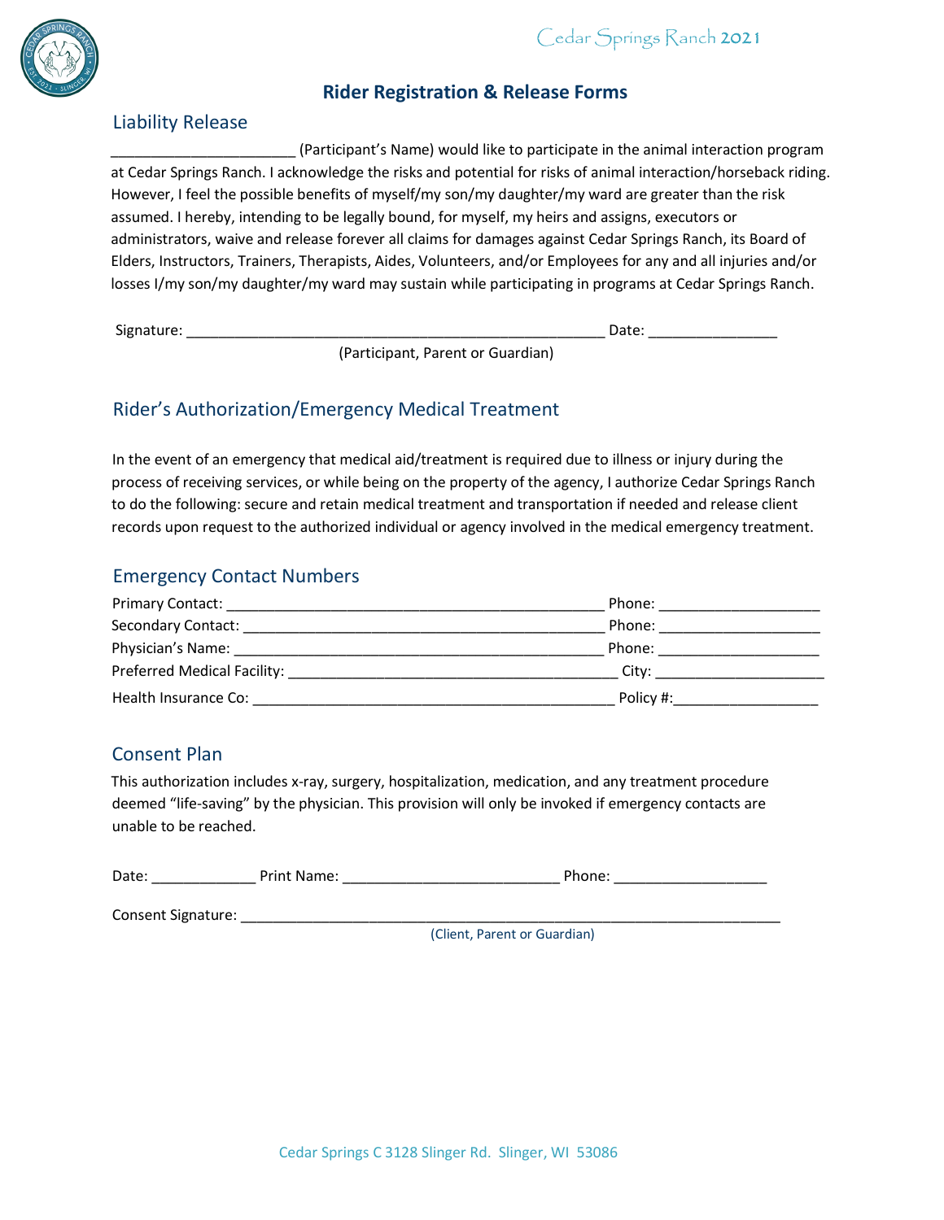# Rider Registration & Release Forms

## Liability Release

______________________ (Participant's Name) would like to participate in the animal interaction program at Cedar Springs Ranch. I acknowledge the risks and potential for risks of animal interaction/horseback riding. However, I feel the possible benefits of myself/my son/my daughter/my ward are greater than the risk assumed. I hereby, intending to be legally bound, for myself, my heirs and assigns, executors or administrators, waive and release forever all claims for damages against Cedar Springs Ranch, its Board of Elders, Instructors, Trainers, Therapists, Aides, Volunteers, and/or Employees for any and all injuries and/or losses I/my son/my daughter/my ward may sustain while participating in programs at Cedar Springs Ranch.

Signature: ____________________________________________________ Date: ________________

(Participant, Parent or Guardian)

## Rider's Authorization/Emergency Medical Treatment

In the event of an emergency that medical aid/treatment is required due to illness or injury during the process of receiving services, or while being on the property of the agency, I authorize Cedar Springs Ranch to do the following: secure and retain medical treatment and transportation if needed and release client records upon request to the authorized individual or agency involved in the medical emergency treatment.

## Emergency Contact Numbers

Primary Contact: ________________________________________________ Phone: ____________________

Secondary Contact: ______________________________________________ Phone: ____________________

Physician's Name: _______________________________________________ Phone: ____________________

Preferred Medical Facility: __________________________________________ City: _____________________

Health Insurance Co: _____________________________________________ Policy #:__________________

## Consent Plan

This authorization includes x-ray, surgery, hospitalization, medication, and any treatment procedure deemed "life-saving" by the physician. This provision will only be invoked if emergency contacts are unable to be reached.

Date: _____________ Print Name: ___________________________ Phone: ___________________

Consent Signature: ___________________________________________________________________

(Client, Parent or Guardian)

Cedar Springs C 3128 Slinger Rd. Slinger, WI 53086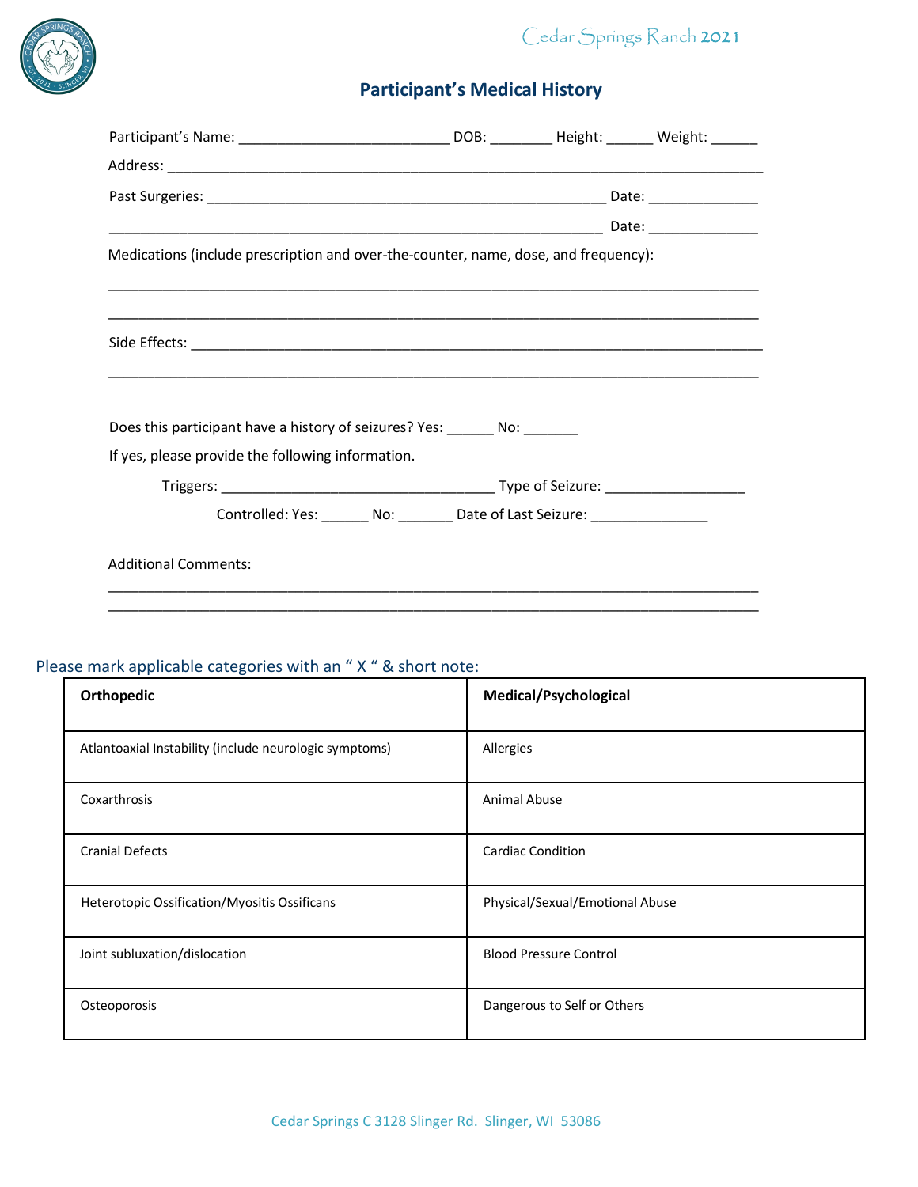## Participant's Medical History

Participant's Name: ___________________________ DOB: ________ Height: ______ Weight: ______

Address: ______________________________________________________________________________

Past Surgeries: ____________________________________________________ Date: ______________

_______________________________________________________________ Date: ______________

Medications (include prescription and over-the-counter, name, dose, and frequency):

_______________________________________________________________________________________

_______________________________________________________________________________________

Side Effects: __________________________________________________________________________

_______________________________________________________________________________________

Does this participant have a history of seizures? Yes: ______ No: _______

If yes, please provide the following information.

Triggers: ___________________________________ Type of Seizure: __________________

Controlled: Yes: ______ No: _______ Date of Last Seizure: _______________

Additional Comments:

_______________________________________________________________________________________

_______________________________________________________________________________________

Please mark applicable categories with an " X " & short note:

| Orthopedic | Medical/Psychological |
|---|---|
| Atlantoaxial Instability (include neurologic symptoms) | Allergies |
| Coxarthrosis | Animal Abuse |
| Cranial Defects | Cardiac Condition |
| Heterotopic Ossification/Myositis Ossificans | Physical/Sexual/Emotional Abuse |
| Joint subluxation/dislocation | Blood Pressure Control |
| Osteoporosis | Dangerous to Self or Others |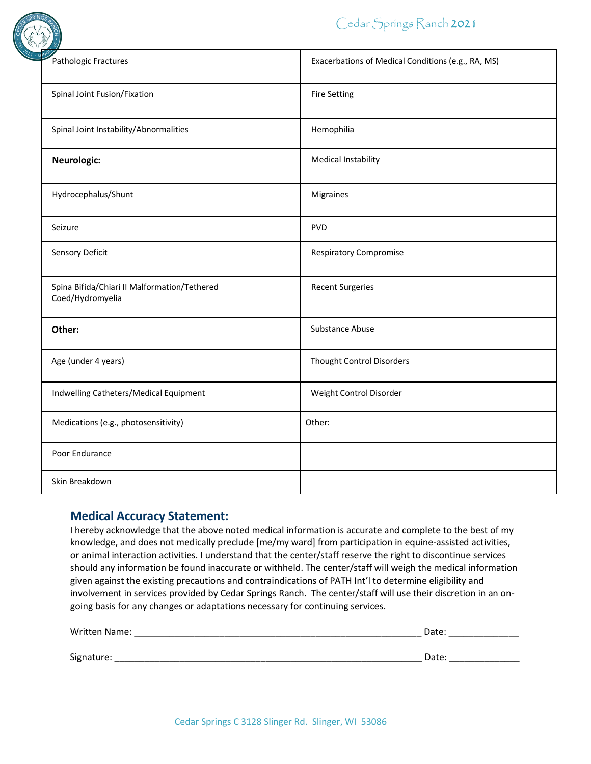| | |
|---|---|
| Pathologic Fractures | Exacerbations of Medical Conditions (e.g., RA, MS) |
| Spinal Joint Fusion/Fixation | Fire Setting |
| Spinal Joint Instability/Abnormalities | Hemophilia |
| **Neurologic:** | Medical Instability |
| Hydrocephalus/Shunt | Migraines |
| Seizure | PVD |
| Sensory Deficit | Respiratory Compromise |
| Spina Bifida/Chiari II Malformation/Tethered Coed/Hydromyelia | Recent Surgeries |
| **Other:** | Substance Abuse |
| Age (under 4 years) | Thought Control Disorders |
| Indwelling Catheters/Medical Equipment | Weight Control Disorder |
| Medications (e.g., photosensitivity) | Other: |
| Poor Endurance | |
| Skin Breakdown | |

## Medical Accuracy Statement:

I hereby acknowledge that the above noted medical information is accurate and complete to the best of my knowledge, and does not medically preclude [me/my ward] from participation in equine-assisted activities, or animal interaction activities. I understand that the center/staff reserve the right to discontinue services should any information be found inaccurate or withheld. The center/staff will weigh the medical information given against the existing precautions and contraindications of PATH Int'l to determine eligibility and involvement in services provided by Cedar Springs Ranch. The center/staff will use their discretion in an on-going basis for any changes or adaptations necessary for continuing services.

Written Name: ___________________________________________________________ Date: ______________

Signature: _______________________________________________________________ Date: ______________